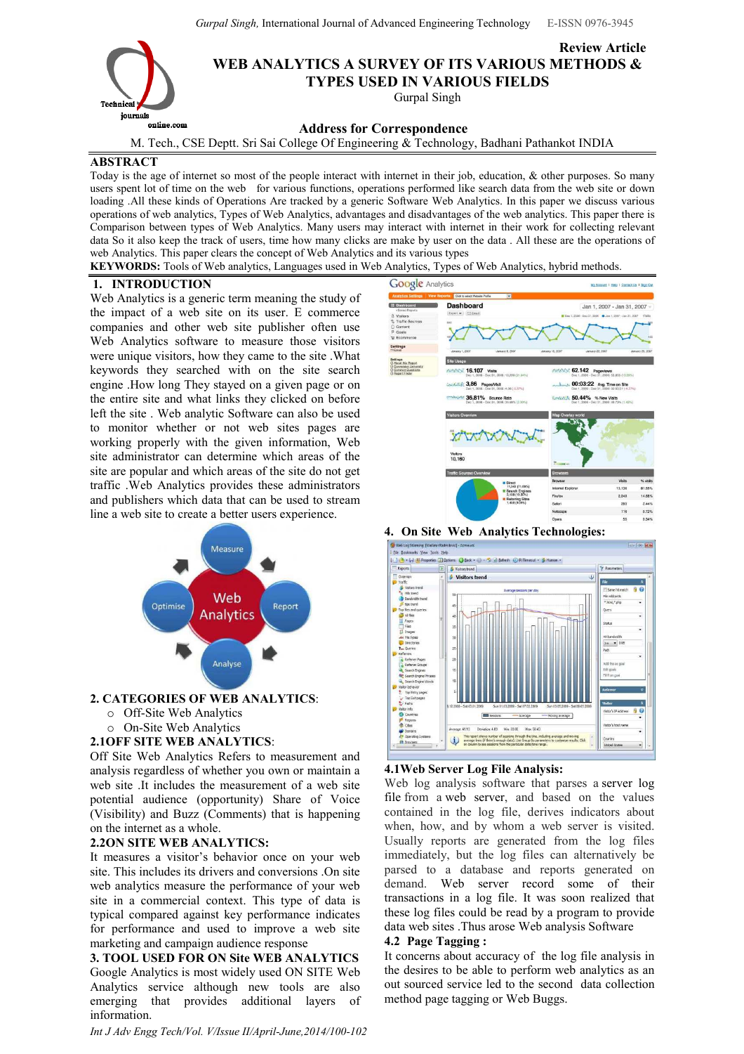Review Article

# WEB ANALYTICS A SURVEY OF ITS VARIOUS METHODS & TYPES USED IN VARIOUS FIELDS

Gurpal Singh

**Address for Correspondence**

M. Tech., CSE Deptt. Sri Sai College Of Engineering & Technology, Badhani Pathankot INDIA

## ABSTRACT

Today is the age of internet so most of the people interact with internet in their job, education, & other purposes. So many users spent lot of time on the web for various functions, operations performed like search data from the web site or down loading .All these kinds of Operations Are tracked by a generic Software Web Analytics. In this paper we discuss various operations of web analytics, Types of Web Analytics, advantages and disadvantages of the web analytics. This paper there is Comparison between types of Web Analytics. Many users may interact with internet in their work for collecting relevant data So it also keep the track of users, time how many clicks are make by user on the data . All these are the operations of web Analytics. This paper clears the concept of Web Analytics and its various types

**KEYWORDS:** Tools of Web analytics, Languages used in Web Analytics, Types of Web Analytics, hybrid methods.

## 1. INTRODUCTION

Web Analytics is a generic term meaning the study of the impact of a web site on its user. E commerce companies and other web site publisher often use Web Analytics software to measure those visitors were unique visitors, how they came to the site .What keywords they searched with on the site search engine .How long They stayed on a given page or on the entire site and what links they clicked on before left the site . Web analytic Software can also be used to monitor whether or not web sites pages are working properly with the given information, Web site administrator can determine which areas of the site are popular and which areas of the site do not get traffic .Web Analytics provides these administrators and publishers which data that can be used to stream line a web site to create a better users experience.

## 2. CATEGORIES OF WEB ANALYTICS:

- Off-Site Web Analytics
- On-Site Web Analytics

### 2.1OFF SITE WEB ANALYTICS:

Off Site Web Analytics Refers to measurement and analysis regardless of whether you own or maintain a web site .It includes the measurement of a web site potential audience (opportunity) Share of Voice (Visibility) and Buzz (Comments) that is happening on the internet as a whole.

### 2.2ON SITE WEB ANALYTICS:

It measures a visitor's behavior once on your web site. This includes its drivers and conversions .On site web analytics measure the performance of your web site in a commercial context. This type of data is typical compared against key performance indicates for performance and used to improve a web site marketing and campaign audience response

## 3. TOOL USED FOR ON Site WEB ANALYTICS

Google Analytics is most widely used ON SITE Web Analytics service although new tools are also emerging that provides additional layers of information.

## 4. On Site Web Analytics Technologies:

### 4.1Web Server Log File Analysis:

Web log analysis software that parses a server log file from a web server, and based on the values contained in the log file, derives indicators about when, how, and by whom a web server is visited. Usually reports are generated from the log files immediately, but the log files can alternatively be parsed to a database and reports generated on demand. Web server record some of their transactions in a log file. It was soon realized that these log files could be read by a program to provide data web sites .Thus arose Web analysis Software

### 4.2 Page Tagging :

It concerns about accuracy of the log file analysis in the desires to be able to perform web analytics as an out sourced service led to the second data collection method page tagging or Web Buggs.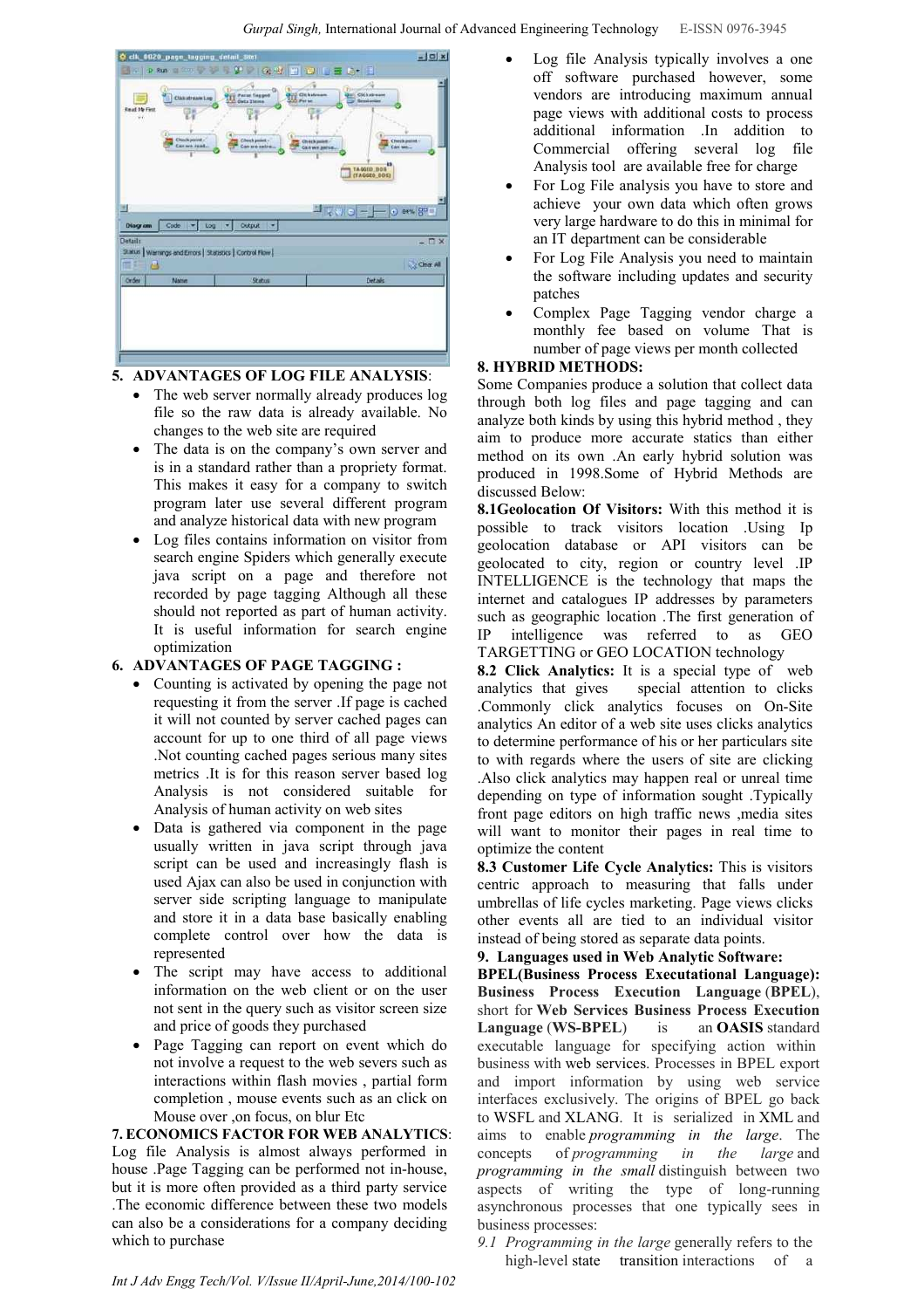## 5. ADVANTAGES OF LOG FILE ANALYSIS:

- The web server normally already produces log file so the raw data is already available. No changes to the web site are required
- The data is on the company's own server and is in a standard rather than a propriety format. This makes it easy for a company to switch program later use several different program and analyze historical data with new program
- Log files contains information on visitor from search engine Spiders which generally execute java script on a page and therefore not recorded by page tagging Although all these should not reported as part of human activity. It is useful information for search engine optimization

## 6. ADVANTAGES OF PAGE TAGGING :

- Counting is activated by opening the page not requesting it from the server .If page is cached it will not counted by server cached pages can account for up to one third of all page views .Not counting cached pages serious many sites metrics .It is for this reason server based log Analysis is not considered suitable for Analysis of human activity on web sites
- Data is gathered via component in the page usually written in java script through java script can be used and increasingly flash is used Ajax can also be used in conjunction with server side scripting language to manipulate and store it in a data base basically enabling complete control over how the data is represented
- The script may have access to additional information on the web client or on the user not sent in the query such as visitor screen size and price of goods they purchased
- Page Tagging can report on event which do not involve a request to the web severs such as interactions within flash movies , partial form completion , mouse events such as an click on Mouse over ,on focus, on blur Etc

## 7. ECONOMICS FACTOR FOR WEB ANALYTICS:

Log file Analysis is almost always performed in house .Page Tagging can be performed not in-house, but it is more often provided as a third party service .The economic difference between these two models can also be a considerations for a company deciding which to purchase

- Log file Analysis typically involves a one off software purchased however, some vendors are introducing maximum annual page views with additional costs to process additional information .In addition to Commercial offering several log file Analysis tool are available free for charge
- For Log File analysis you have to store and achieve your own data which often grows very large hardware to do this in minimal for an IT department can be considerable
- For Log File Analysis you need to maintain the software including updates and security patches
- Complex Page Tagging vendor charge a monthly fee based on volume That is number of page views per month collected

## 8. HYBRID METHODS:

Some Companies produce a solution that collect data through both log files and page tagging and can analyze both kinds by using this hybrid method , they aim to produce more accurate statics than either method on its own .An early hybrid solution was produced in 1998.Some of Hybrid Methods are discussed Below:

**8.1Geolocation Of Visitors:** With this method it is possible to track visitors location .Using Ip geolocation database or API visitors can be geolocated to city, region or country level .IP INTELLIGENCE is the technology that maps the internet and catalogues IP addresses by parameters such as geographic location .The first generation of IP intelligence was referred to as GEO TARGETTING or GEO LOCATION technology

**8.2 Click Analytics:** It is a special type of web analytics that gives special attention to clicks .Commonly click analytics focuses on On-Site analytics An editor of a web site uses clicks analytics to determine performance of his or her particulars site to with regards where the users of site are clicking .Also click analytics may happen real or unreal time depending on type of information sought .Typically front page editors on high traffic news ,media sites will want to monitor their pages in real time to optimize the content

**8.3 Customer Life Cycle Analytics:** This is visitors centric approach to measuring that falls under umbrellas of life cycles marketing. Page views clicks other events all are tied to an individual visitor instead of being stored as separate data points.

## 9. Languages used in Web Analytic Software:

**BPEL(Business Process Executational Language): Business Process Execution Language** (**BPEL**), short for **Web Services Business Process Execution Language** (**WS-BPEL**) is an **OASIS** standard executable language for specifying action within business with web services. Processes in BPEL export and import information by using web service interfaces exclusively. The origins of BPEL go back to WSFL and XLANG. It is serialized in XML and aims to enable *programming in the large*. The concepts of *programming in the large* and *programming in the small* distinguish between two aspects of writing the type of long-running asynchronous processes that one typically sees in business processes:

*9.1 Programming in the large* generally refers to the high-level state transition interactions of a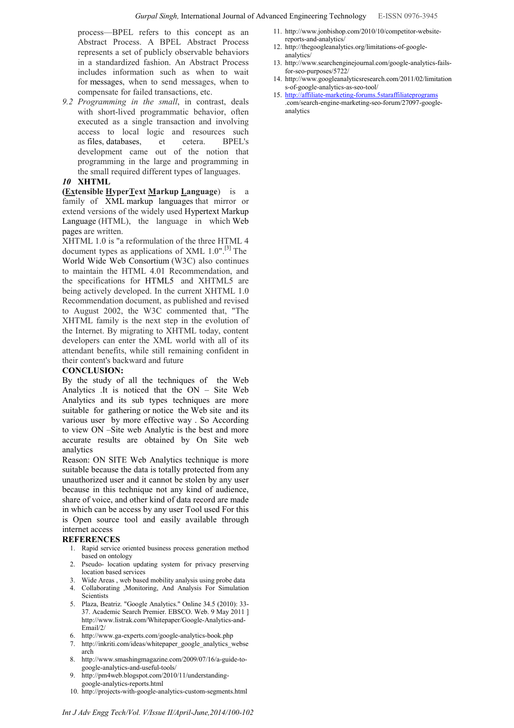process—BPEL refers to this concept as an Abstract Process. A BPEL Abstract Process represents a set of publicly observable behaviors in a standardized fashion. An Abstract Process includes information such as when to wait for messages, when to send messages, when to compensate for failed transactions, etc.

*9.2 Programming in the small*, in contrast, deals with short-lived programmatic behavior, often executed as a single transaction and involving access to local logic and resources such as files, databases, et cetera. BPEL's development came out of the notion that programming in the large and programming in the small required different types of languages.

## *10* XHTML

**(Extensible HyperText Markup Language)** is a family of XML markup languages that mirror or extend versions of the widely used Hypertext Markup Language (HTML), the language in which Web pages are written.

XHTML 1.0 is "a reformulation of the three HTML 4 document types as applications of XML 1.0".[3] The World Wide Web Consortium (W3C) also continues to maintain the HTML 4.01 Recommendation, and the specifications for HTML5 and XHTML5 are being actively developed. In the current XHTML 1.0 Recommendation document, as published and revised to August 2002, the W3C commented that, "The XHTML family is the next step in the evolution of the Internet. By migrating to XHTML today, content developers can enter the XML world with all of its attendant benefits, while still remaining confident in their content's backward and future

## CONCLUSION:

By the study of all the techniques of the Web Analytics .It is noticed that the ON – Site Web Analytics and its sub types techniques are more suitable for gathering or notice the Web site and its various user by more effective way . So According to view ON –Site web Analytic is the best and more accurate results are obtained by On Site web analytics

Reason: ON SITE Web Analytics technique is more suitable because the data is totally protected from any unauthorized user and it cannot be stolen by any user because in this technique not any kind of audience, share of voice, and other kind of data record are made in which can be access by any user Tool used For this is Open source tool and easily available through internet access

## REFERENCES

1. Rapid service oriented business process generation method based on ontology
2. Pseudo- location updating system for privacy preserving location based services
3. Wide Areas , web based mobility analysis using probe data
4. Collaborating ,Monitoring, And Analysis For Simulation Scientists
5. Plaza, Beatriz. "Google Analytics." Online 34.5 (2010): 33-37. Academic Search Premier. EBSCO. Web. 9 May 2011 ] http://www.listrak.com/Whitepaper/Google-Analytics-and-Email/2/
6. http://www.ga-experts.com/google-analytics-book.php
7. http://inkriti.com/ideas/whitepaper_google_analytics_websearch
8. http://www.smashingmagazine.com/2009/07/16/a-guide-to-google-analytics-and-useful-tools/
9. http://pm4web.blogspot.com/2010/11/understanding-google-analytics-reports.html
10. http://projects-with-google-analytics-custom-segments.html
11. http://www.jonbishop.com/2010/10/competitor-website-reports-and-analytics/
12. http://thegoogleanalytics.org/limitations-of-google-analytics/
13. http://www.searchenginejournal.com/google-analytics-fails-for-seo-purposes/5722/
14. http://www.googleanalyticsresearch.com/2011/02/limitations-of-google-analytics-as-seo-tool/
15. http://affiliate-marketing-forums.5staraffiliateprograms.com/search-engine-marketing-seo-forum/27097-google-analytics